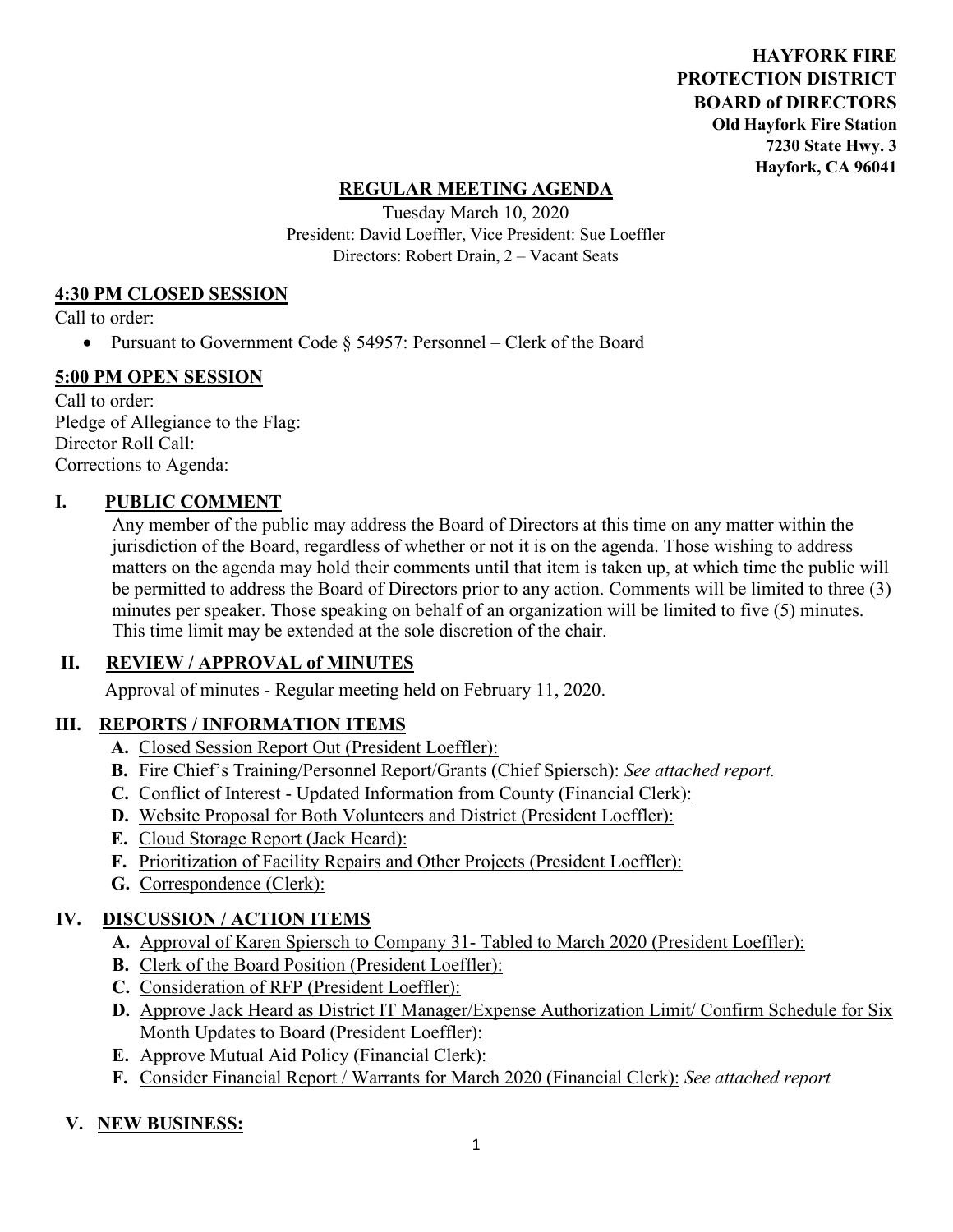**HAYFORK FIRE PROTECTION DISTRICT BOARD of DIRECTORS**
**Old Hayfork Fire Station**
**7230 State Hwy. 3**
**Hayfork, CA 96041**

# REGULAR MEETING AGENDA

Tuesday March 10, 2020
President: David Loeffler, Vice President: Sue Loeffler
Directors: Robert Drain, 2 – Vacant Seats

## 4:30 PM CLOSED SESSION

Call to order:

- Pursuant to Government Code § 54957: Personnel – Clerk of the Board

## 5:00 PM OPEN SESSION

Call to order:
Pledge of Allegiance to the Flag:
Director Roll Call:
Corrections to Agenda:

## I. PUBLIC COMMENT

Any member of the public may address the Board of Directors at this time on any matter within the jurisdiction of the Board, regardless of whether or not it is on the agenda. Those wishing to address matters on the agenda may hold their comments until that item is taken up, at which time the public will be permitted to address the Board of Directors prior to any action. Comments will be limited to three (3) minutes per speaker. Those speaking on behalf of an organization will be limited to five (5) minutes. This time limit may be extended at the sole discretion of the chair.

## II. REVIEW / APPROVAL of MINUTES

Approval of minutes - Regular meeting held on February 11, 2020.

## III. REPORTS / INFORMATION ITEMS

- **A.** Closed Session Report Out (President Loeffler):
- **B.** Fire Chief's Training/Personnel Report/Grants (Chief Spiersch): *See attached report.*
- **C.** Conflict of Interest - Updated Information from County (Financial Clerk):
- **D.** Website Proposal for Both Volunteers and District (President Loeffler):
- **E.** Cloud Storage Report (Jack Heard):
- **F.** Prioritization of Facility Repairs and Other Projects (President Loeffler):
- **G.** Correspondence (Clerk):

## IV. DISCUSSION / ACTION ITEMS

- **A.** Approval of Karen Spiersch to Company 31- Tabled to March 2020 (President Loeffler):
- **B.** Clerk of the Board Position (President Loeffler):
- **C.** Consideration of RFP (President Loeffler):
- **D.** Approve Jack Heard as District IT Manager/Expense Authorization Limit/ Confirm Schedule for Six Month Updates to Board (President Loeffler):
- **E.** Approve Mutual Aid Policy (Financial Clerk):
- **F.** Consider Financial Report / Warrants for March 2020 (Financial Clerk): *See attached report*

## V. NEW BUSINESS: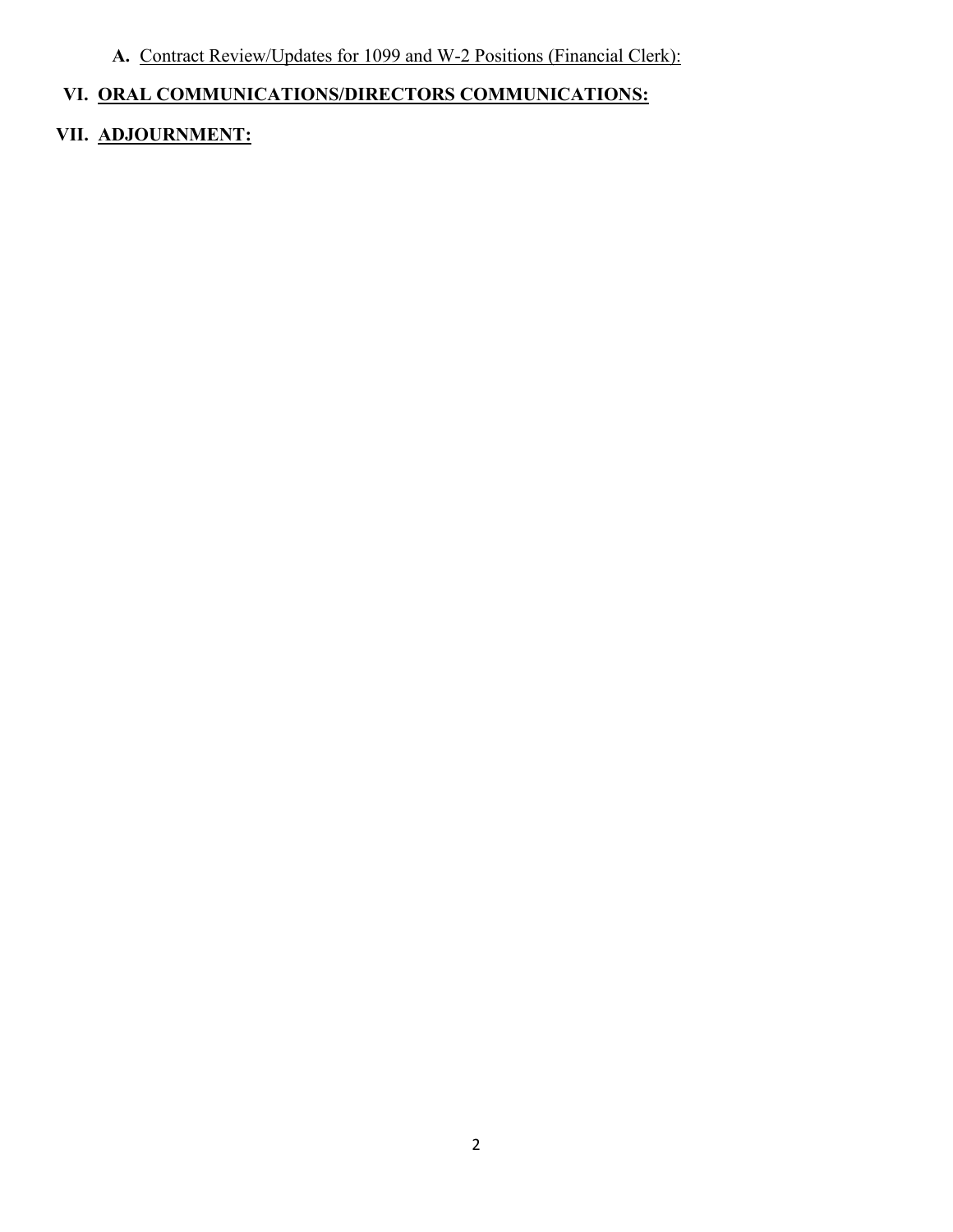**A.** Contract Review/Updates for 1099 and W-2 Positions (Financial Clerk):

**VI. ORAL COMMUNICATIONS/DIRECTORS COMMUNICATIONS:**

**VII. ADJOURNMENT:**